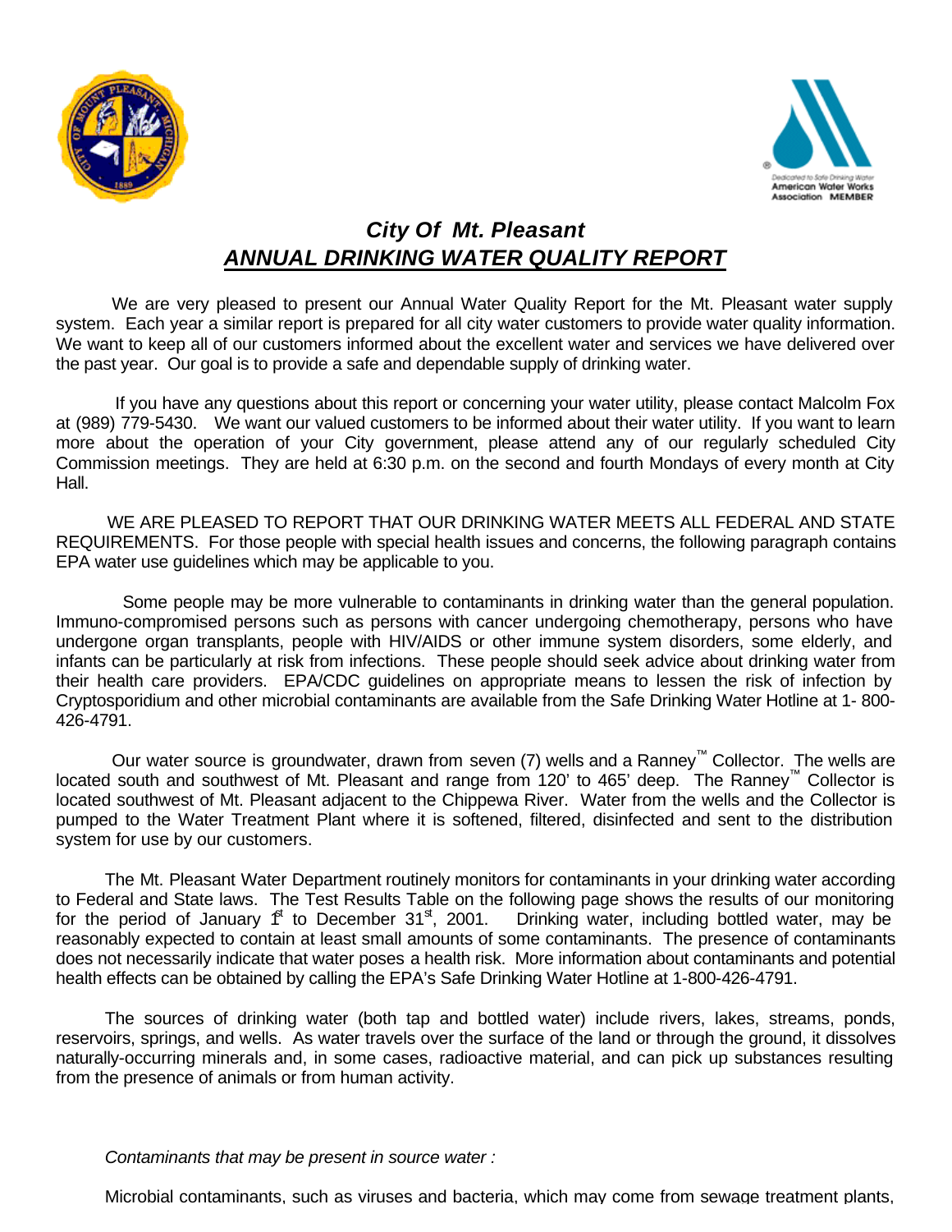# *City Of Mt. Pleasant*

## ***ANNUAL DRINKING WATER QUALITY REPORT***

We are very pleased to present our Annual Water Quality Report for the Mt. Pleasant water supply system. Each year a similar report is prepared for all city water customers to provide water quality information. We want to keep all of our customers informed about the excellent water and services we have delivered over the past year. Our goal is to provide a safe and dependable supply of drinking water.

If you have any questions about this report or concerning your water utility, please contact Malcolm Fox at (989) 779-5430. We want our valued customers to be informed about their water utility. If you want to learn more about the operation of your City government, please attend any of our regularly scheduled City Commission meetings. They are held at 6:30 p.m. on the second and fourth Mondays of every month at City Hall.

WE ARE PLEASED TO REPORT THAT OUR DRINKING WATER MEETS ALL FEDERAL AND STATE REQUIREMENTS. For those people with special health issues and concerns, the following paragraph contains EPA water use guidelines which may be applicable to you.

Some people may be more vulnerable to contaminants in drinking water than the general population. Immuno-compromised persons such as persons with cancer undergoing chemotherapy, persons who have undergone organ transplants, people with HIV/AIDS or other immune system disorders, some elderly, and infants can be particularly at risk from infections. These people should seek advice about drinking water from their health care providers. EPA/CDC guidelines on appropriate means to lessen the risk of infection by Cryptosporidium and other microbial contaminants are available from the Safe Drinking Water Hotline at 1- 800-426-4791.

Our water source is groundwater, drawn from seven (7) wells and a Ranney™ Collector. The wells are located south and southwest of Mt. Pleasant and range from 120' to 465' deep. The Ranney™ Collector is located southwest of Mt. Pleasant adjacent to the Chippewa River. Water from the wells and the Collector is pumped to the Water Treatment Plant where it is softened, filtered, disinfected and sent to the distribution system for use by our customers.

The Mt. Pleasant Water Department routinely monitors for contaminants in your drinking water according to Federal and State laws. The Test Results Table on the following page shows the results of our monitoring for the period of January 1st to December 31st, 2001. Drinking water, including bottled water, may be reasonably expected to contain at least small amounts of some contaminants. The presence of contaminants does not necessarily indicate that water poses a health risk. More information about contaminants and potential health effects can be obtained by calling the EPA's Safe Drinking Water Hotline at 1-800-426-4791.

The sources of drinking water (both tap and bottled water) include rivers, lakes, streams, ponds, reservoirs, springs, and wells. As water travels over the surface of the land or through the ground, it dissolves naturally-occurring minerals and, in some cases, radioactive material, and can pick up substances resulting from the presence of animals or from human activity.

*Contaminants that may be present in source water :*

Microbial contaminants, such as viruses and bacteria, which may come from sewage treatment plants,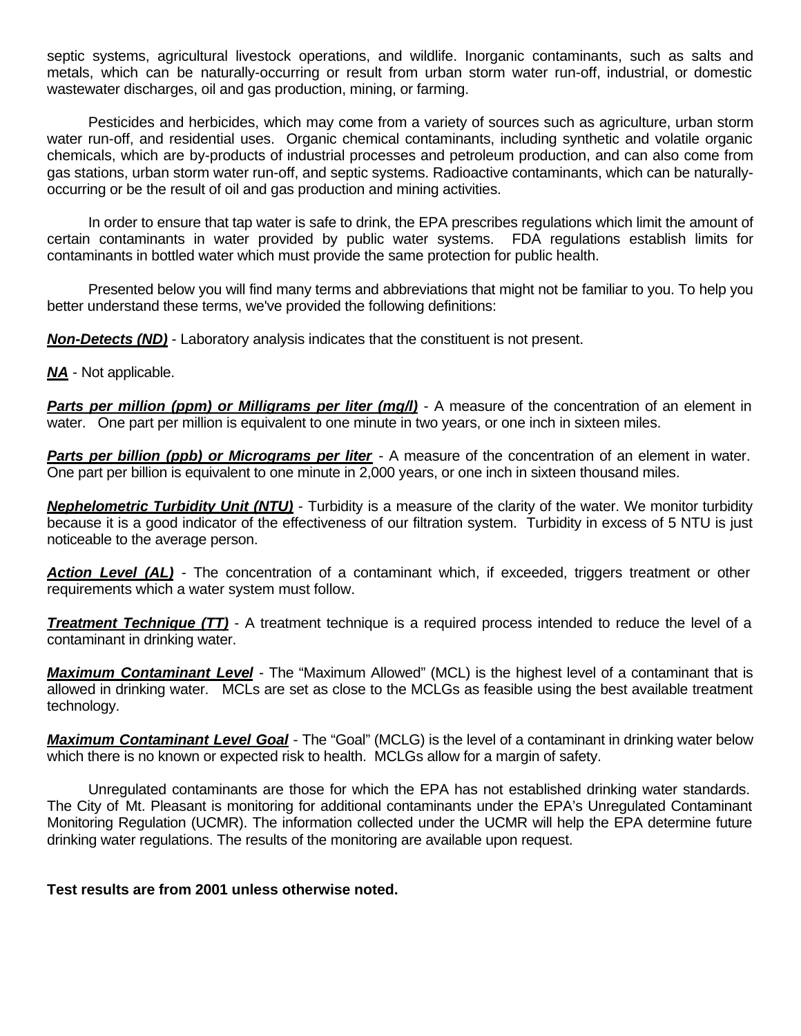septic systems, agricultural livestock operations, and wildlife. Inorganic contaminants, such as salts and metals, which can be naturally-occurring or result from urban storm water run-off, industrial, or domestic wastewater discharges, oil and gas production, mining, or farming.

Pesticides and herbicides, which may come from a variety of sources such as agriculture, urban storm water run-off, and residential uses. Organic chemical contaminants, including synthetic and volatile organic chemicals, which are by-products of industrial processes and petroleum production, and can also come from gas stations, urban storm water run-off, and septic systems. Radioactive contaminants, which can be naturally-occurring or be the result of oil and gas production and mining activities.

In order to ensure that tap water is safe to drink, the EPA prescribes regulations which limit the amount of certain contaminants in water provided by public water systems. FDA regulations establish limits for contaminants in bottled water which must provide the same protection for public health.

Presented below you will find many terms and abbreviations that might not be familiar to you. To help you better understand these terms, we've provided the following definitions:

***Non-Detects (ND)*** - Laboratory analysis indicates that the constituent is not present.

***NA*** - Not applicable.

***Parts per million (ppm) or Milligrams per liter (mg/l)*** - A measure of the concentration of an element in water. One part per million is equivalent to one minute in two years, or one inch in sixteen miles.

***Parts per billion (ppb) or Micrograms per liter*** - A measure of the concentration of an element in water. One part per billion is equivalent to one minute in 2,000 years, or one inch in sixteen thousand miles.

***Nephelometric Turbidity Unit (NTU)*** - Turbidity is a measure of the clarity of the water. We monitor turbidity because it is a good indicator of the effectiveness of our filtration system. Turbidity in excess of 5 NTU is just noticeable to the average person.

***Action Level (AL)*** - The concentration of a contaminant which, if exceeded, triggers treatment or other requirements which a water system must follow.

***Treatment Technique (TT)*** - A treatment technique is a required process intended to reduce the level of a contaminant in drinking water.

***Maximum Contaminant Level*** - The "Maximum Allowed" (MCL) is the highest level of a contaminant that is allowed in drinking water. MCLs are set as close to the MCLGs as feasible using the best available treatment technology.

***Maximum Contaminant Level Goal*** - The "Goal" (MCLG) is the level of a contaminant in drinking water below which there is no known or expected risk to health. MCLGs allow for a margin of safety.

Unregulated contaminants are those for which the EPA has not established drinking water standards. The City of Mt. Pleasant is monitoring for additional contaminants under the EPA's Unregulated Contaminant Monitoring Regulation (UCMR). The information collected under the UCMR will help the EPA determine future drinking water regulations. The results of the monitoring are available upon request.

**Test results are from 2001 unless otherwise noted.**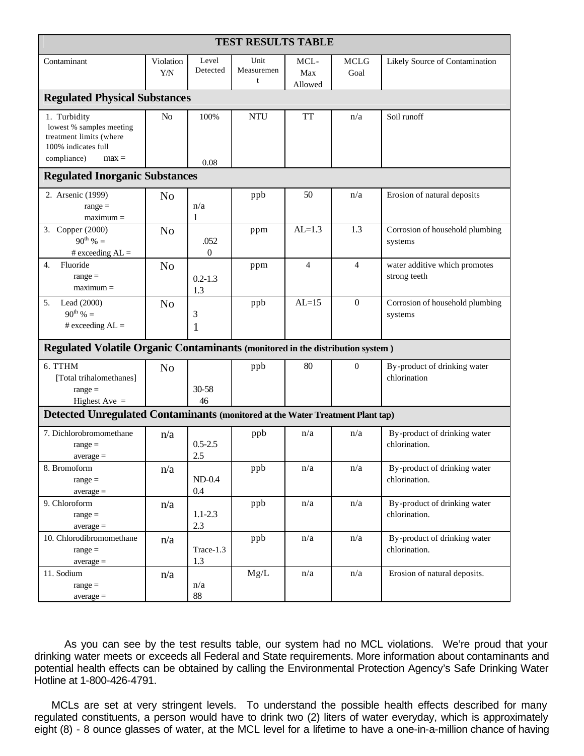| TEST RESULTS TABLE | | | | | | |
|---|---|---|---|---|---|---|
| Contaminant | Violation Y/N | Level Detected | Unit Measurement | MCL- Max Allowed | MCLG Goal | Likely Source of Contamination |
| **Regulated Physical Substances** | | | | | | |
| 1. Turbidity lowest % samples meeting treatment limits (where 100% indicates full compliance) max = | No | 100% 0.08 | NTU | TT | n/a | Soil runoff |
| **Regulated Inorganic Substances** | | | | | | |
| 2. Arsenic (1999) range = maximum = | No | n/a 1 | ppb | 50 | n/a | Erosion of natural deposits |
| 3. Copper (2000) 90th % = # exceeding AL = | No | .052 0 | ppm | AL=1.3 | 1.3 | Corrosion of household plumbing systems |
| 4. Fluoride range = maximum = | No | 0.2-1.3 1.3 | ppm | 4 | 4 | water additive which promotes strong teeth |
| 5. Lead (2000) 90th % = # exceeding AL = | No | 3 1 | ppb | AL=15 | 0 | Corrosion of household plumbing systems |
| **Regulated Volatile Organic Contaminants** (monitored in the distribution system ) | | | | | | |
| 6. TTHM [Total trihalomethanes] range = Highest Ave = | No | 30-58 46 | ppb | 80 | 0 | By-product of drinking water chlorination |
| **Detected Unregulated Contaminants** (monitored at the Water Treatment Plant tap) | | | | | | |
| 7. Dichlorobromomethane range = average = | n/a | 0.5-2.5 2.5 | ppb | n/a | n/a | By-product of drinking water chlorination. |
| 8. Bromoform range = average = | n/a | ND-0.4 0.4 | ppb | n/a | n/a | By-product of drinking water chlorination. |
| 9. Chloroform range = average = | n/a | 1.1-2.3 2.3 | ppb | n/a | n/a | By-product of drinking water chlorination. |
| 10. Chlorodibromomethane range = average = | n/a | Trace-1.3 1.3 | ppb | n/a | n/a | By-product of drinking water chlorination. |
| 11. Sodium range = average = | n/a | n/a 88 | Mg/L | n/a | n/a | Erosion of natural deposits. |

As you can see by the test results table, our system had no MCL violations. We're proud that your drinking water meets or exceeds all Federal and State requirements. More information about contaminants and potential health effects can be obtained by calling the Environmental Protection Agency's Safe Drinking Water Hotline at 1-800-426-4791.

MCLs are set at very stringent levels. To understand the possible health effects described for many regulated constituents, a person would have to drink two (2) liters of water everyday, which is approximately eight (8) - 8 ounce glasses of water, at the MCL level for a lifetime to have a one-in-a-million chance of having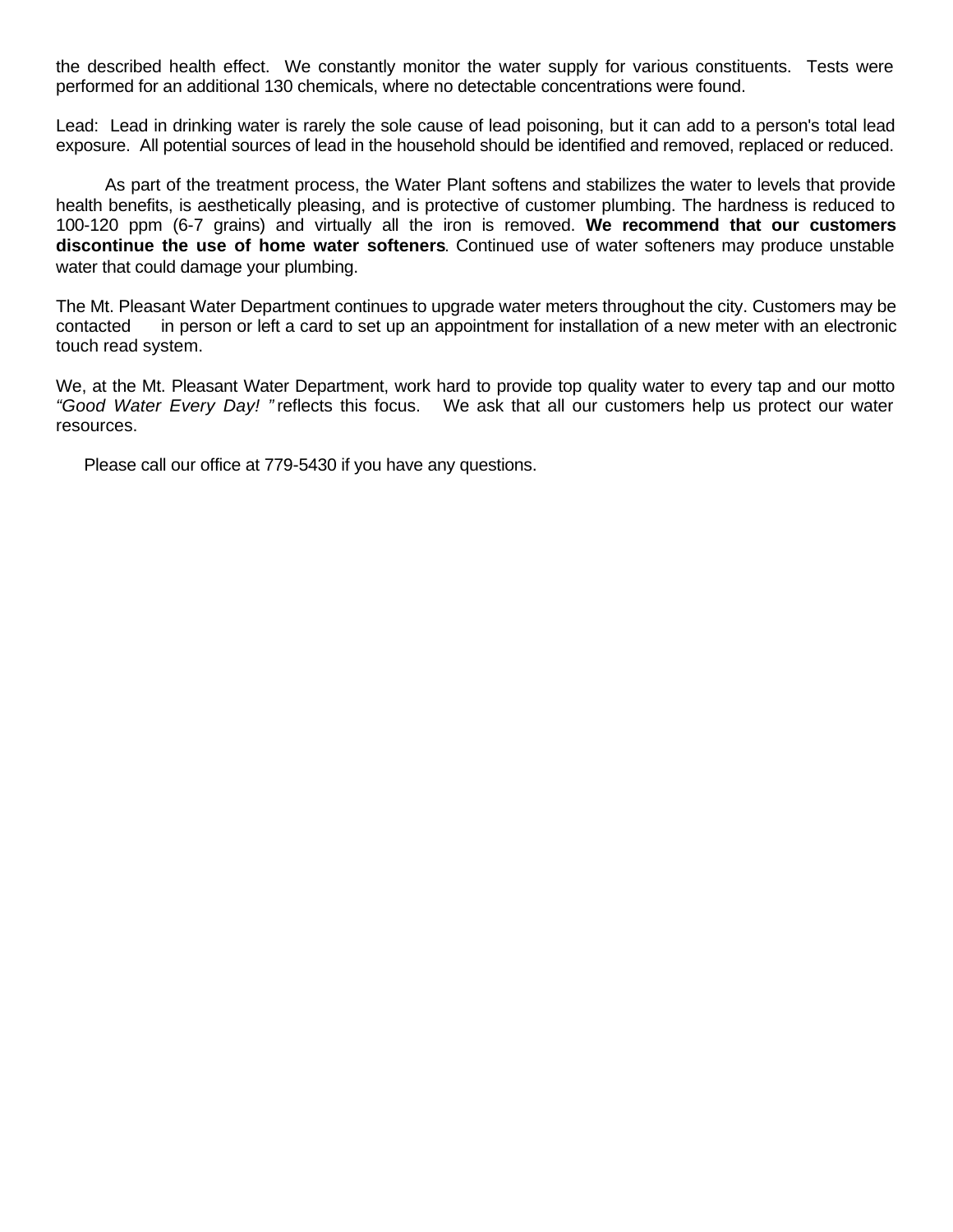the described health effect. We constantly monitor the water supply for various constituents. Tests were performed for an additional 130 chemicals, where no detectable concentrations were found.

Lead: Lead in drinking water is rarely the sole cause of lead poisoning, but it can add to a person's total lead exposure. All potential sources of lead in the household should be identified and removed, replaced or reduced.

As part of the treatment process, the Water Plant softens and stabilizes the water to levels that provide health benefits, is aesthetically pleasing, and is protective of customer plumbing. The hardness is reduced to 100-120 ppm (6-7 grains) and virtually all the iron is removed. **We recommend that our customers discontinue the use of home water softeners**. Continued use of water softeners may produce unstable water that could damage your plumbing.

The Mt. Pleasant Water Department continues to upgrade water meters throughout the city. Customers may be contacted in person or left a card to set up an appointment for installation of a new meter with an electronic touch read system.

We, at the Mt. Pleasant Water Department, work hard to provide top quality water to every tap and our motto *"Good Water Every Day! "* reflects this focus. We ask that all our customers help us protect our water resources.

Please call our office at 779-5430 if you have any questions.